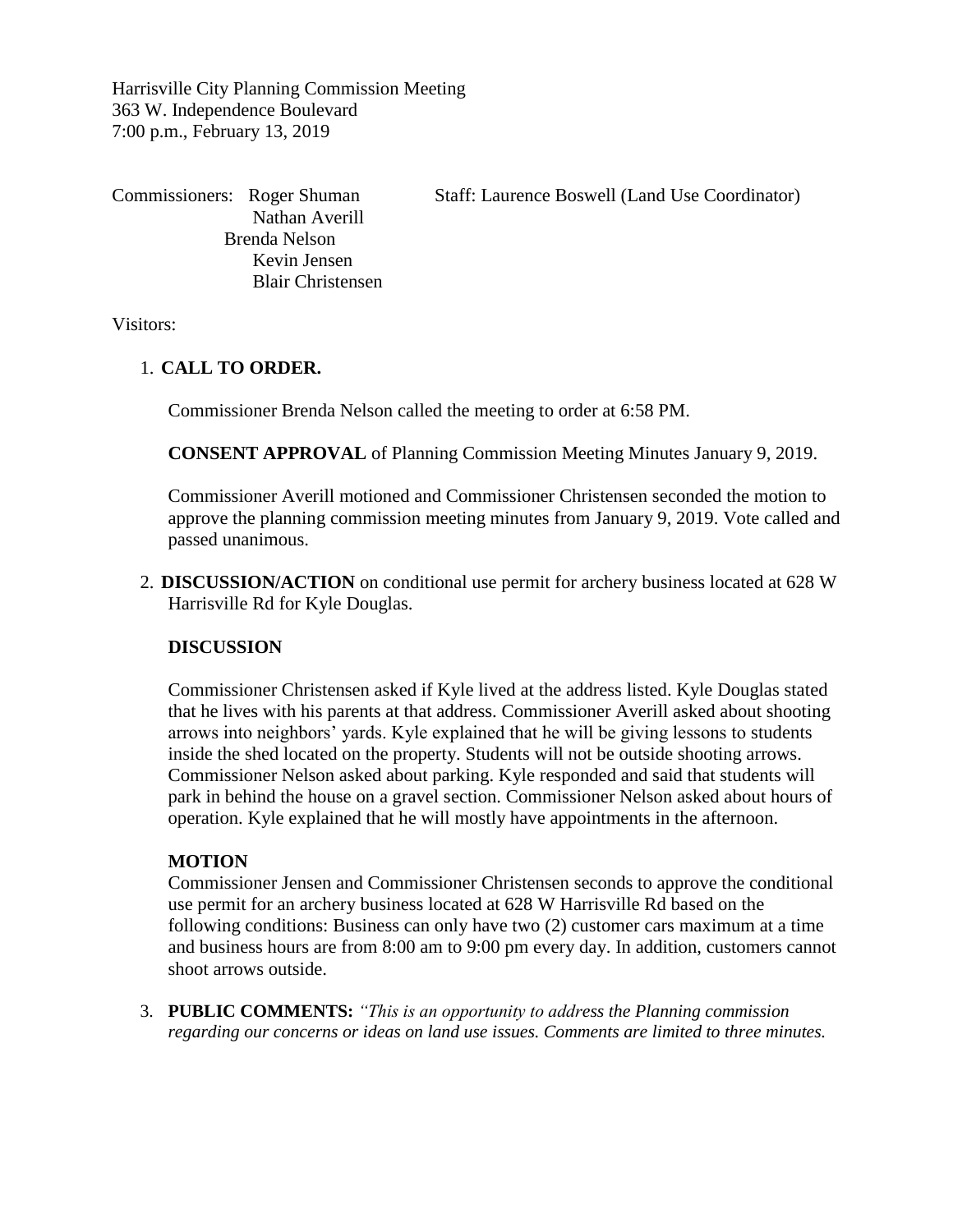Harrisville City Planning Commission Meeting
363 W. Independence Boulevard
7:00 p.m., February 13, 2019

Commissioners: Roger Shuman
Nathan Averill
Brenda Nelson
Kevin Jensen
Blair Christensen

Staff: Laurence Boswell (Land Use Coordinator)

Visitors:

1. **CALL TO ORDER.**

   Commissioner Brenda Nelson called the meeting to order at 6:58 PM.

   **CONSENT APPROVAL** of Planning Commission Meeting Minutes January 9, 2019.

   Commissioner Averill motioned and Commissioner Christensen seconded the motion to approve the planning commission meeting minutes from January 9, 2019. Vote called and passed unanimous.

2. **DISCUSSION/ACTION** on conditional use permit for archery business located at 628 W Harrisville Rd for Kyle Douglas.

   **DISCUSSION**

   Commissioner Christensen asked if Kyle lived at the address listed. Kyle Douglas stated that he lives with his parents at that address. Commissioner Averill asked about shooting arrows into neighbors' yards. Kyle explained that he will be giving lessons to students inside the shed located on the property. Students will not be outside shooting arrows. Commissioner Nelson asked about parking. Kyle responded and said that students will park in behind the house on a gravel section. Commissioner Nelson asked about hours of operation. Kyle explained that he will mostly have appointments in the afternoon.

   **MOTION**

   Commissioner Jensen and Commissioner Christensen seconds to approve the conditional use permit for an archery business located at 628 W Harrisville Rd based on the following conditions: Business can only have two (2) customer cars maximum at a time and business hours are from 8:00 am to 9:00 pm every day. In addition, customers cannot shoot arrows outside.

3. **PUBLIC COMMENTS:** *"This is an opportunity to address the Planning commission regarding our concerns or ideas on land use issues. Comments are limited to three minutes.*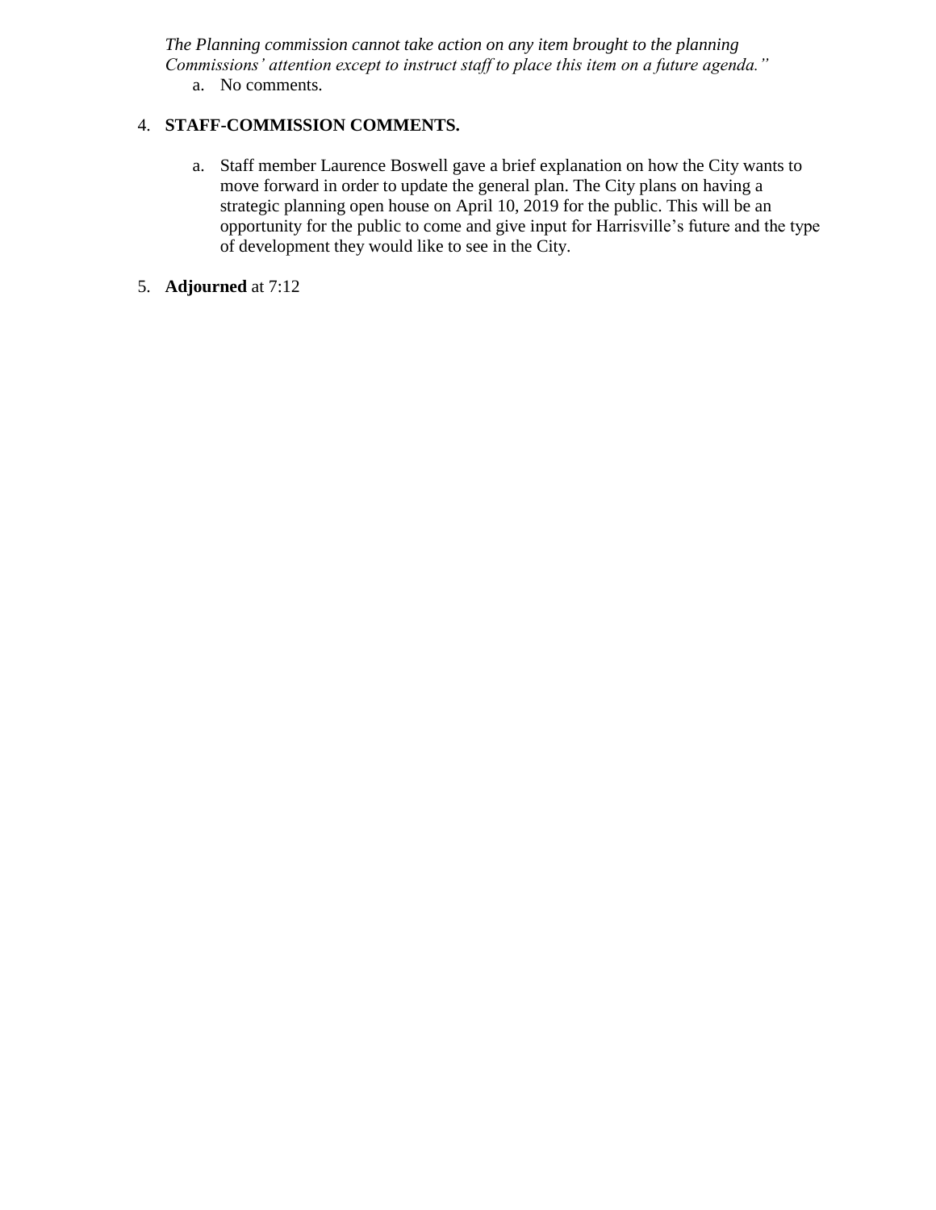*The Planning commission cannot take action on any item brought to the planning Commissions' attention except to instruct staff to place this item on a future agenda."*

a. No comments.

4. **STAFF-COMMISSION COMMENTS.**

   a. Staff member Laurence Boswell gave a brief explanation on how the City wants to move forward in order to update the general plan. The City plans on having a strategic planning open house on April 10, 2019 for the public. This will be an opportunity for the public to come and give input for Harrisville's future and the type of development they would like to see in the City.

5. **Adjourned** at 7:12